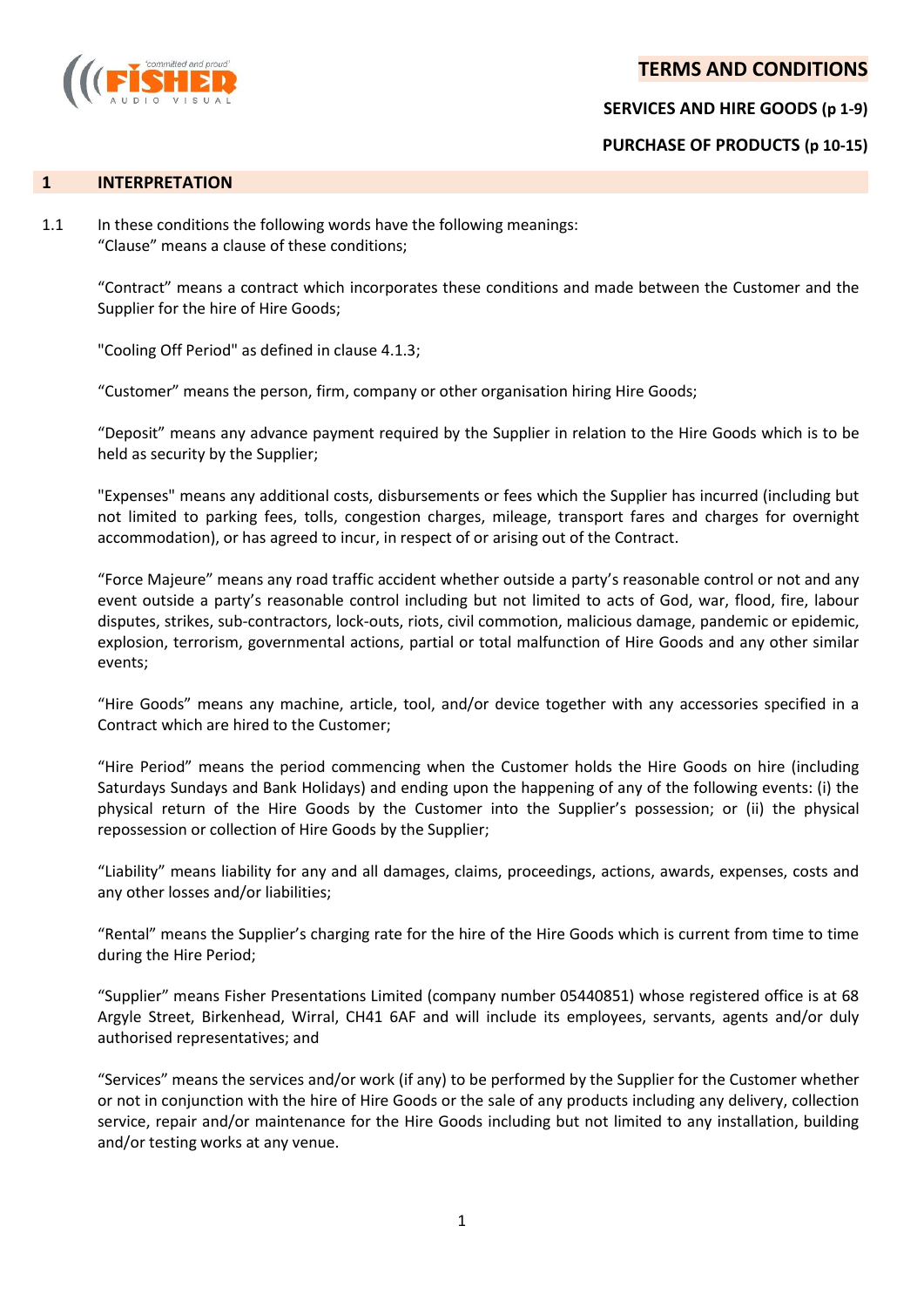# TERMS AND CONDITIONS

**SERVICES AND HIRE GOODS (p 1-9)**

**PURCHASE OF PRODUCTS (p 10-15)**

## 1 INTERPRETATION

1.1 In these conditions the following words have the following meanings:

"Clause" means a clause of these conditions;

"Contract" means a contract which incorporates these conditions and made between the Customer and the Supplier for the hire of Hire Goods;

"Cooling Off Period" as defined in clause 4.1.3;

"Customer" means the person, firm, company or other organisation hiring Hire Goods;

"Deposit" means any advance payment required by the Supplier in relation to the Hire Goods which is to be held as security by the Supplier;

"Expenses" means any additional costs, disbursements or fees which the Supplier has incurred (including but not limited to parking fees, tolls, congestion charges, mileage, transport fares and charges for overnight accommodation), or has agreed to incur, in respect of or arising out of the Contract.

"Force Majeure" means any road traffic accident whether outside a party's reasonable control or not and any event outside a party's reasonable control including but not limited to acts of God, war, flood, fire, labour disputes, strikes, sub-contractors, lock-outs, riots, civil commotion, malicious damage, pandemic or epidemic, explosion, terrorism, governmental actions, partial or total malfunction of Hire Goods and any other similar events;

"Hire Goods" means any machine, article, tool, and/or device together with any accessories specified in a Contract which are hired to the Customer;

"Hire Period" means the period commencing when the Customer holds the Hire Goods on hire (including Saturdays Sundays and Bank Holidays) and ending upon the happening of any of the following events: (i) the physical return of the Hire Goods by the Customer into the Supplier's possession; or (ii) the physical repossession or collection of Hire Goods by the Supplier;

"Liability" means liability for any and all damages, claims, proceedings, actions, awards, expenses, costs and any other losses and/or liabilities;

"Rental" means the Supplier's charging rate for the hire of the Hire Goods which is current from time to time during the Hire Period;

"Supplier" means Fisher Presentations Limited (company number 05440851) whose registered office is at 68 Argyle Street, Birkenhead, Wirral, CH41 6AF and will include its employees, servants, agents and/or duly authorised representatives; and

"Services" means the services and/or work (if any) to be performed by the Supplier for the Customer whether or not in conjunction with the hire of Hire Goods or the sale of any products including any delivery, collection service, repair and/or maintenance for the Hire Goods including but not limited to any installation, building and/or testing works at any venue.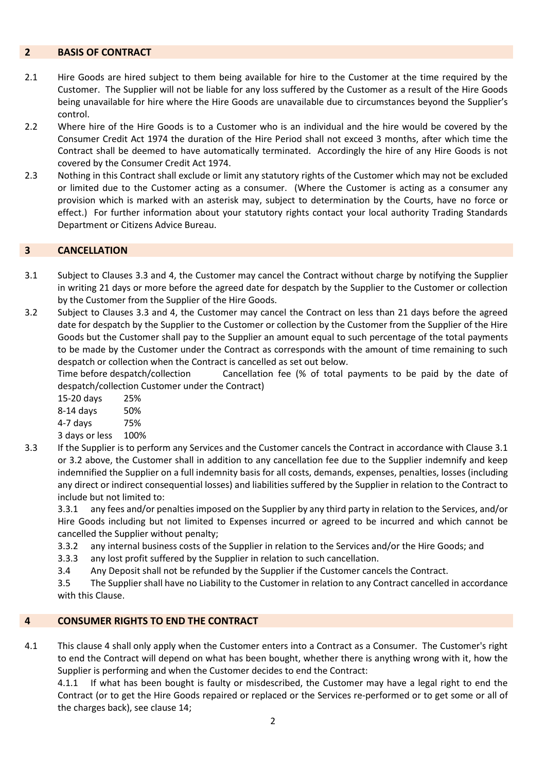## 2 BASIS OF CONTRACT

2.1 Hire Goods are hired subject to them being available for hire to the Customer at the time required by the Customer. The Supplier will not be liable for any loss suffered by the Customer as a result of the Hire Goods being unavailable for hire where the Hire Goods are unavailable due to circumstances beyond the Supplier's control.

2.2 Where hire of the Hire Goods is to a Customer who is an individual and the hire would be covered by the Consumer Credit Act 1974 the duration of the Hire Period shall not exceed 3 months, after which time the Contract shall be deemed to have automatically terminated. Accordingly the hire of any Hire Goods is not covered by the Consumer Credit Act 1974.

2.3 Nothing in this Contract shall exclude or limit any statutory rights of the Customer which may not be excluded or limited due to the Customer acting as a consumer. (Where the Customer is acting as a consumer any provision which is marked with an asterisk may, subject to determination by the Courts, have no force or effect.) For further information about your statutory rights contact your local authority Trading Standards Department or Citizens Advice Bureau.

## 3 CANCELLATION

3.1 Subject to Clauses 3.3 and 4, the Customer may cancel the Contract without charge by notifying the Supplier in writing 21 days or more before the agreed date for despatch by the Supplier to the Customer or collection by the Customer from the Supplier of the Hire Goods.

3.2 Subject to Clauses 3.3 and 4, the Customer may cancel the Contract on less than 21 days before the agreed date for despatch by the Supplier to the Customer or collection by the Customer from the Supplier of the Hire Goods but the Customer shall pay to the Supplier an amount equal to such percentage of the total payments to be made by the Customer under the Contract as corresponds with the amount of time remaining to such despatch or collection when the Contract is cancelled as set out below.

| Time before despatch/collection | Cancellation fee (% of total payments to be paid by the date of despatch/collection Customer under the Contract) |
| --- | --- |
| 15-20 days | 25% |
| 8-14 days | 50% |
| 4-7 days | 75% |
| 3 days or less | 100% |

3.3 If the Supplier is to perform any Services and the Customer cancels the Contract in accordance with Clause 3.1 or 3.2 above, the Customer shall in addition to any cancellation fee due to the Supplier indemnify and keep indemnified the Supplier on a full indemnity basis for all costs, demands, expenses, penalties, losses (including any direct or indirect consequential losses) and liabilities suffered by the Supplier in relation to the Contract to include but not limited to:

3.3.1 any fees and/or penalties imposed on the Supplier by any third party in relation to the Services, and/or Hire Goods including but not limited to Expenses incurred or agreed to be incurred and which cannot be cancelled the Supplier without penalty;

3.3.2 any internal business costs of the Supplier in relation to the Services and/or the Hire Goods; and

3.3.3 any lost profit suffered by the Supplier in relation to such cancellation.

3.4 Any Deposit shall not be refunded by the Supplier if the Customer cancels the Contract.

3.5 The Supplier shall have no Liability to the Customer in relation to any Contract cancelled in accordance with this Clause.

## 4 CONSUMER RIGHTS TO END THE CONTRACT

4.1 This clause 4 shall only apply when the Customer enters into a Contract as a Consumer. The Customer's right to end the Contract will depend on what has been bought, whether there is anything wrong with it, how the Supplier is performing and when the Customer decides to end the Contract:

4.1.1 If what has been bought is faulty or misdescribed, the Customer may have a legal right to end the Contract (or to get the Hire Goods repaired or replaced or the Services re-performed or to get some or all of the charges back), see clause 14;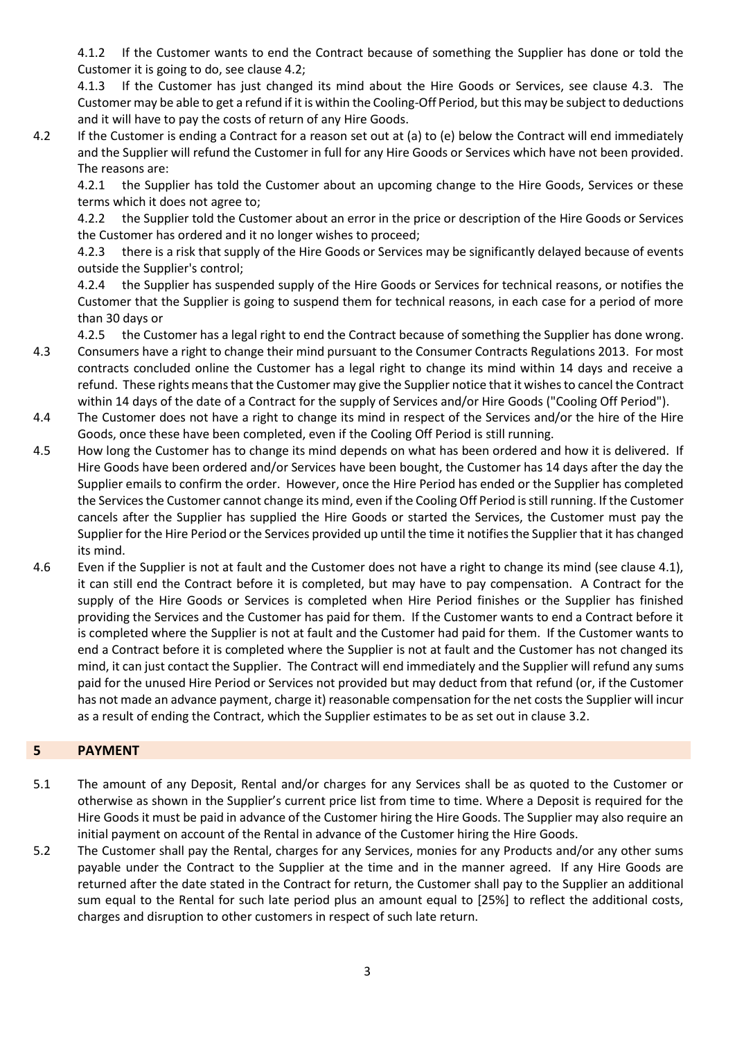4.1.2 If the Customer wants to end the Contract because of something the Supplier has done or told the Customer it is going to do, see clause 4.2;

4.1.3 If the Customer has just changed its mind about the Hire Goods or Services, see clause 4.3. The Customer may be able to get a refund if it is within the Cooling-Off Period, but this may be subject to deductions and it will have to pay the costs of return of any Hire Goods.

4.2 If the Customer is ending a Contract for a reason set out at (a) to (e) below the Contract will end immediately and the Supplier will refund the Customer in full for any Hire Goods or Services which have not been provided. The reasons are:

4.2.1 the Supplier has told the Customer about an upcoming change to the Hire Goods, Services or these terms which it does not agree to;

4.2.2 the Supplier told the Customer about an error in the price or description of the Hire Goods or Services the Customer has ordered and it no longer wishes to proceed;

4.2.3 there is a risk that supply of the Hire Goods or Services may be significantly delayed because of events outside the Supplier's control;

4.2.4 the Supplier has suspended supply of the Hire Goods or Services for technical reasons, or notifies the Customer that the Supplier is going to suspend them for technical reasons, in each case for a period of more than 30 days or

4.2.5 the Customer has a legal right to end the Contract because of something the Supplier has done wrong.

4.3 Consumers have a right to change their mind pursuant to the Consumer Contracts Regulations 2013. For most contracts concluded online the Customer has a legal right to change its mind within 14 days and receive a refund. These rights means that the Customer may give the Supplier notice that it wishes to cancel the Contract within 14 days of the date of a Contract for the supply of Services and/or Hire Goods ("Cooling Off Period").

4.4 The Customer does not have a right to change its mind in respect of the Services and/or the hire of the Hire Goods, once these have been completed, even if the Cooling Off Period is still running.

4.5 How long the Customer has to change its mind depends on what has been ordered and how it is delivered. If Hire Goods have been ordered and/or Services have been bought, the Customer has 14 days after the day the Supplier emails to confirm the order. However, once the Hire Period has ended or the Supplier has completed the Services the Customer cannot change its mind, even if the Cooling Off Period is still running. If the Customer cancels after the Supplier has supplied the Hire Goods or started the Services, the Customer must pay the Supplier for the Hire Period or the Services provided up until the time it notifies the Supplier that it has changed its mind.

4.6 Even if the Supplier is not at fault and the Customer does not have a right to change its mind (see clause 4.1), it can still end the Contract before it is completed, but may have to pay compensation. A Contract for the supply of the Hire Goods or Services is completed when Hire Period finishes or the Supplier has finished providing the Services and the Customer has paid for them. If the Customer wants to end a Contract before it is completed where the Supplier is not at fault and the Customer had paid for them. If the Customer wants to end a Contract before it is completed where the Supplier is not at fault and the Customer has not changed its mind, it can just contact the Supplier. The Contract will end immediately and the Supplier will refund any sums paid for the unused Hire Period or Services not provided but may deduct from that refund (or, if the Customer has not made an advance payment, charge it) reasonable compensation for the net costs the Supplier will incur as a result of ending the Contract, which the Supplier estimates to be as set out in clause 3.2.

## 5 PAYMENT

5.1 The amount of any Deposit, Rental and/or charges for any Services shall be as quoted to the Customer or otherwise as shown in the Supplier's current price list from time to time. Where a Deposit is required for the Hire Goods it must be paid in advance of the Customer hiring the Hire Goods. The Supplier may also require an initial payment on account of the Rental in advance of the Customer hiring the Hire Goods.

5.2 The Customer shall pay the Rental, charges for any Services, monies for any Products and/or any other sums payable under the Contract to the Supplier at the time and in the manner agreed. If any Hire Goods are returned after the date stated in the Contract for return, the Customer shall pay to the Supplier an additional sum equal to the Rental for such late period plus an amount equal to [25%] to reflect the additional costs, charges and disruption to other customers in respect of such late return.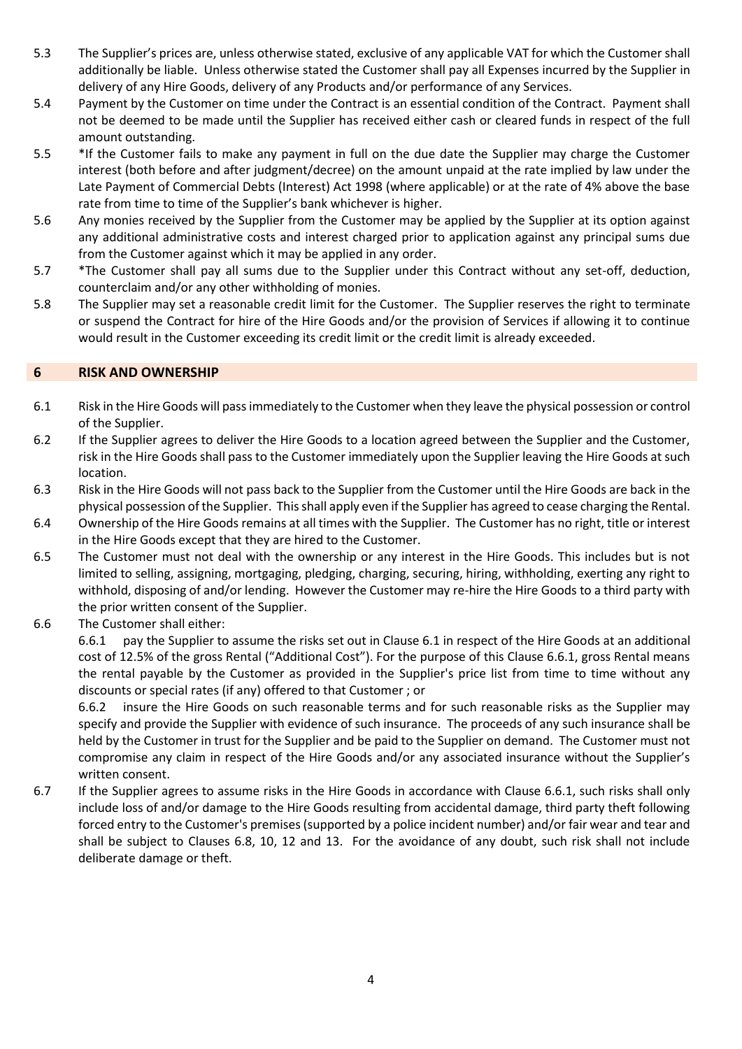5.3 The Supplier's prices are, unless otherwise stated, exclusive of any applicable VAT for which the Customer shall additionally be liable. Unless otherwise stated the Customer shall pay all Expenses incurred by the Supplier in delivery of any Hire Goods, delivery of any Products and/or performance of any Services.

5.4 Payment by the Customer on time under the Contract is an essential condition of the Contract. Payment shall not be deemed to be made until the Supplier has received either cash or cleared funds in respect of the full amount outstanding.

5.5 *If the Customer fails to make any payment in full on the due date the Supplier may charge the Customer interest (both before and after judgment/decree) on the amount unpaid at the rate implied by law under the Late Payment of Commercial Debts (Interest) Act 1998 (where applicable) or at the rate of 4% above the base rate from time to time of the Supplier's bank whichever is higher.

5.6 Any monies received by the Supplier from the Customer may be applied by the Supplier at its option against any additional administrative costs and interest charged prior to application against any principal sums due from the Customer against which it may be applied in any order.

5.7 *The Customer shall pay all sums due to the Supplier under this Contract without any set-off, deduction, counterclaim and/or any other withholding of monies.

5.8 The Supplier may set a reasonable credit limit for the Customer. The Supplier reserves the right to terminate or suspend the Contract for hire of the Hire Goods and/or the provision of Services if allowing it to continue would result in the Customer exceeding its credit limit or the credit limit is already exceeded.

## 6 RISK AND OWNERSHIP

6.1 Risk in the Hire Goods will pass immediately to the Customer when they leave the physical possession or control of the Supplier.

6.2 If the Supplier agrees to deliver the Hire Goods to a location agreed between the Supplier and the Customer, risk in the Hire Goods shall pass to the Customer immediately upon the Supplier leaving the Hire Goods at such location.

6.3 Risk in the Hire Goods will not pass back to the Supplier from the Customer until the Hire Goods are back in the physical possession of the Supplier. This shall apply even if the Supplier has agreed to cease charging the Rental.

6.4 Ownership of the Hire Goods remains at all times with the Supplier. The Customer has no right, title or interest in the Hire Goods except that they are hired to the Customer.

6.5 The Customer must not deal with the ownership or any interest in the Hire Goods. This includes but is not limited to selling, assigning, mortgaging, pledging, charging, securing, hiring, withholding, exerting any right to withhold, disposing of and/or lending. However the Customer may re-hire the Hire Goods to a third party with the prior written consent of the Supplier.

6.6 The Customer shall either:

6.6.1 pay the Supplier to assume the risks set out in Clause 6.1 in respect of the Hire Goods at an additional cost of 12.5% of the gross Rental ("Additional Cost"). For the purpose of this Clause 6.6.1, gross Rental means the rental payable by the Customer as provided in the Supplier's price list from time to time without any discounts or special rates (if any) offered to that Customer ; or

6.6.2 insure the Hire Goods on such reasonable terms and for such reasonable risks as the Supplier may specify and provide the Supplier with evidence of such insurance. The proceeds of any such insurance shall be held by the Customer in trust for the Supplier and be paid to the Supplier on demand. The Customer must not compromise any claim in respect of the Hire Goods and/or any associated insurance without the Supplier's written consent.

6.7 If the Supplier agrees to assume risks in the Hire Goods in accordance with Clause 6.6.1, such risks shall only include loss of and/or damage to the Hire Goods resulting from accidental damage, third party theft following forced entry to the Customer's premises (supported by a police incident number) and/or fair wear and tear and shall be subject to Clauses 6.8, 10, 12 and 13. For the avoidance of any doubt, such risk shall not include deliberate damage or theft.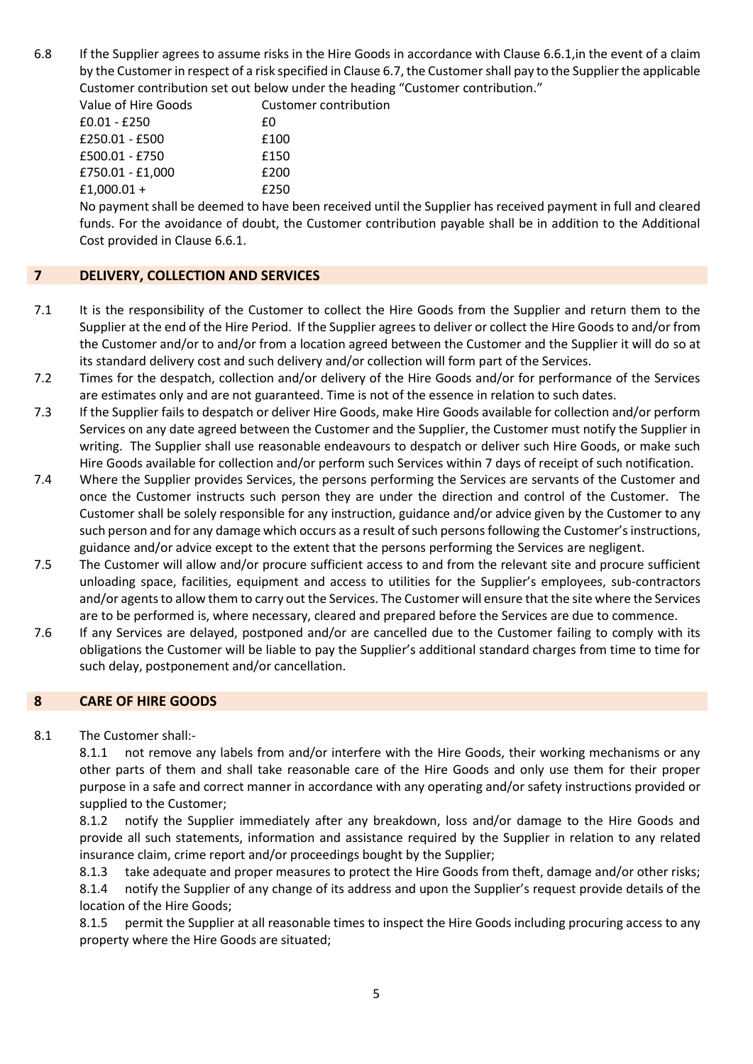6.8 If the Supplier agrees to assume risks in the Hire Goods in accordance with Clause 6.6.1,in the event of a claim by the Customer in respect of a risk specified in Clause 6.7, the Customer shall pay to the Supplier the applicable Customer contribution set out below under the heading "Customer contribution."

| Value of Hire Goods | Customer contribution |
|---|---|
| £0.01 - £250 | £0 |
| £250.01 - £500 | £100 |
| £500.01 - £750 | £150 |
| £750.01 - £1,000 | £200 |
| £1,000.01 + | £250 |

No payment shall be deemed to have been received until the Supplier has received payment in full and cleared funds. For the avoidance of doubt, the Customer contribution payable shall be in addition to the Additional Cost provided in Clause 6.6.1.

## 7 DELIVERY, COLLECTION AND SERVICES

7.1 It is the responsibility of the Customer to collect the Hire Goods from the Supplier and return them to the Supplier at the end of the Hire Period. If the Supplier agrees to deliver or collect the Hire Goods to and/or from the Customer and/or to and/or from a location agreed between the Customer and the Supplier it will do so at its standard delivery cost and such delivery and/or collection will form part of the Services.

7.2 Times for the despatch, collection and/or delivery of the Hire Goods and/or for performance of the Services are estimates only and are not guaranteed. Time is not of the essence in relation to such dates.

7.3 If the Supplier fails to despatch or deliver Hire Goods, make Hire Goods available for collection and/or perform Services on any date agreed between the Customer and the Supplier, the Customer must notify the Supplier in writing. The Supplier shall use reasonable endeavours to despatch or deliver such Hire Goods, or make such Hire Goods available for collection and/or perform such Services within 7 days of receipt of such notification.

7.4 Where the Supplier provides Services, the persons performing the Services are servants of the Customer and once the Customer instructs such person they are under the direction and control of the Customer. The Customer shall be solely responsible for any instruction, guidance and/or advice given by the Customer to any such person and for any damage which occurs as a result of such persons following the Customer's instructions, guidance and/or advice except to the extent that the persons performing the Services are negligent.

7.5 The Customer will allow and/or procure sufficient access to and from the relevant site and procure sufficient unloading space, facilities, equipment and access to utilities for the Supplier's employees, sub-contractors and/or agents to allow them to carry out the Services. The Customer will ensure that the site where the Services are to be performed is, where necessary, cleared and prepared before the Services are due to commence.

7.6 If any Services are delayed, postponed and/or are cancelled due to the Customer failing to comply with its obligations the Customer will be liable to pay the Supplier's additional standard charges from time to time for such delay, postponement and/or cancellation.

## 8 CARE OF HIRE GOODS

8.1 The Customer shall:-

8.1.1 not remove any labels from and/or interfere with the Hire Goods, their working mechanisms or any other parts of them and shall take reasonable care of the Hire Goods and only use them for their proper purpose in a safe and correct manner in accordance with any operating and/or safety instructions provided or supplied to the Customer;

8.1.2 notify the Supplier immediately after any breakdown, loss and/or damage to the Hire Goods and provide all such statements, information and assistance required by the Supplier in relation to any related insurance claim, crime report and/or proceedings bought by the Supplier;

8.1.3 take adequate and proper measures to protect the Hire Goods from theft, damage and/or other risks;

8.1.4 notify the Supplier of any change of its address and upon the Supplier's request provide details of the location of the Hire Goods;

8.1.5 permit the Supplier at all reasonable times to inspect the Hire Goods including procuring access to any property where the Hire Goods are situated;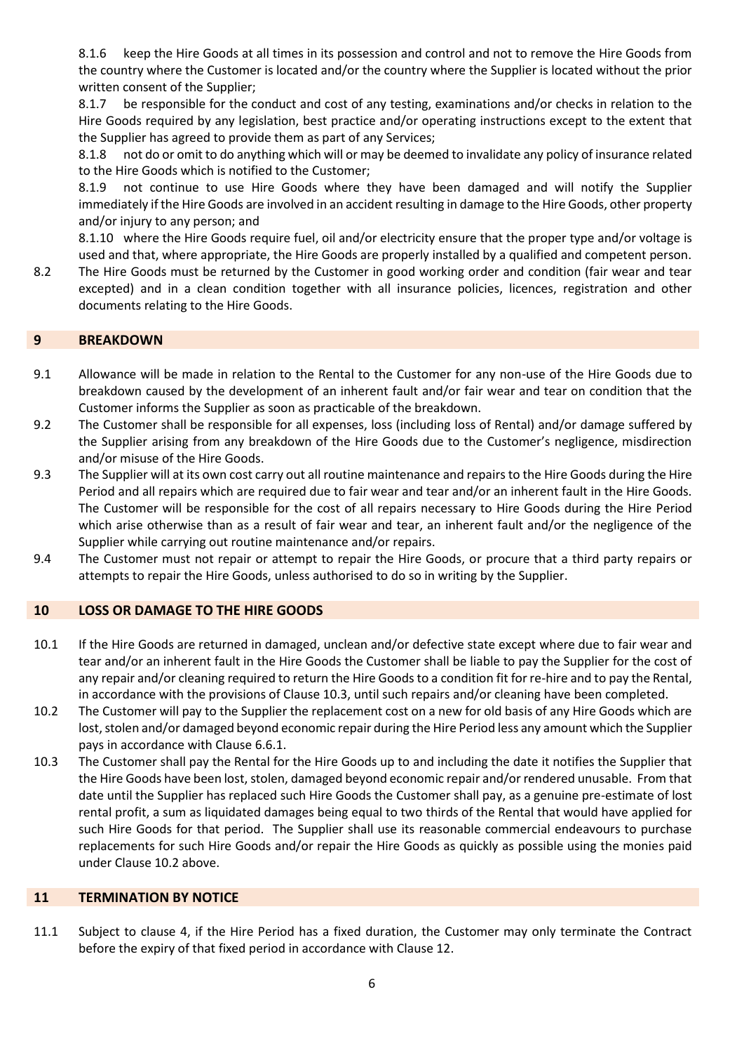8.1.6 keep the Hire Goods at all times in its possession and control and not to remove the Hire Goods from the country where the Customer is located and/or the country where the Supplier is located without the prior written consent of the Supplier;

8.1.7 be responsible for the conduct and cost of any testing, examinations and/or checks in relation to the Hire Goods required by any legislation, best practice and/or operating instructions except to the extent that the Supplier has agreed to provide them as part of any Services;

8.1.8 not do or omit to do anything which will or may be deemed to invalidate any policy of insurance related to the Hire Goods which is notified to the Customer;

8.1.9 not continue to use Hire Goods where they have been damaged and will notify the Supplier immediately if the Hire Goods are involved in an accident resulting in damage to the Hire Goods, other property and/or injury to any person; and

8.1.10 where the Hire Goods require fuel, oil and/or electricity ensure that the proper type and/or voltage is used and that, where appropriate, the Hire Goods are properly installed by a qualified and competent person.

8.2 The Hire Goods must be returned by the Customer in good working order and condition (fair wear and tear excepted) and in a clean condition together with all insurance policies, licences, registration and other documents relating to the Hire Goods.

## 9 BREAKDOWN

9.1 Allowance will be made in relation to the Rental to the Customer for any non-use of the Hire Goods due to breakdown caused by the development of an inherent fault and/or fair wear and tear on condition that the Customer informs the Supplier as soon as practicable of the breakdown.

9.2 The Customer shall be responsible for all expenses, loss (including loss of Rental) and/or damage suffered by the Supplier arising from any breakdown of the Hire Goods due to the Customer's negligence, misdirection and/or misuse of the Hire Goods.

9.3 The Supplier will at its own cost carry out all routine maintenance and repairs to the Hire Goods during the Hire Period and all repairs which are required due to fair wear and tear and/or an inherent fault in the Hire Goods. The Customer will be responsible for the cost of all repairs necessary to Hire Goods during the Hire Period which arise otherwise than as a result of fair wear and tear, an inherent fault and/or the negligence of the Supplier while carrying out routine maintenance and/or repairs.

9.4 The Customer must not repair or attempt to repair the Hire Goods, or procure that a third party repairs or attempts to repair the Hire Goods, unless authorised to do so in writing by the Supplier.

## 10 LOSS OR DAMAGE TO THE HIRE GOODS

10.1 If the Hire Goods are returned in damaged, unclean and/or defective state except where due to fair wear and tear and/or an inherent fault in the Hire Goods the Customer shall be liable to pay the Supplier for the cost of any repair and/or cleaning required to return the Hire Goods to a condition fit for re-hire and to pay the Rental, in accordance with the provisions of Clause 10.3, until such repairs and/or cleaning have been completed.

10.2 The Customer will pay to the Supplier the replacement cost on a new for old basis of any Hire Goods which are lost, stolen and/or damaged beyond economic repair during the Hire Period less any amount which the Supplier pays in accordance with Clause 6.6.1.

10.3 The Customer shall pay the Rental for the Hire Goods up to and including the date it notifies the Supplier that the Hire Goods have been lost, stolen, damaged beyond economic repair and/or rendered unusable. From that date until the Supplier has replaced such Hire Goods the Customer shall pay, as a genuine pre-estimate of lost rental profit, a sum as liquidated damages being equal to two thirds of the Rental that would have applied for such Hire Goods for that period. The Supplier shall use its reasonable commercial endeavours to purchase replacements for such Hire Goods and/or repair the Hire Goods as quickly as possible using the monies paid under Clause 10.2 above.

## 11 TERMINATION BY NOTICE

11.1 Subject to clause 4, if the Hire Period has a fixed duration, the Customer may only terminate the Contract before the expiry of that fixed period in accordance with Clause 12.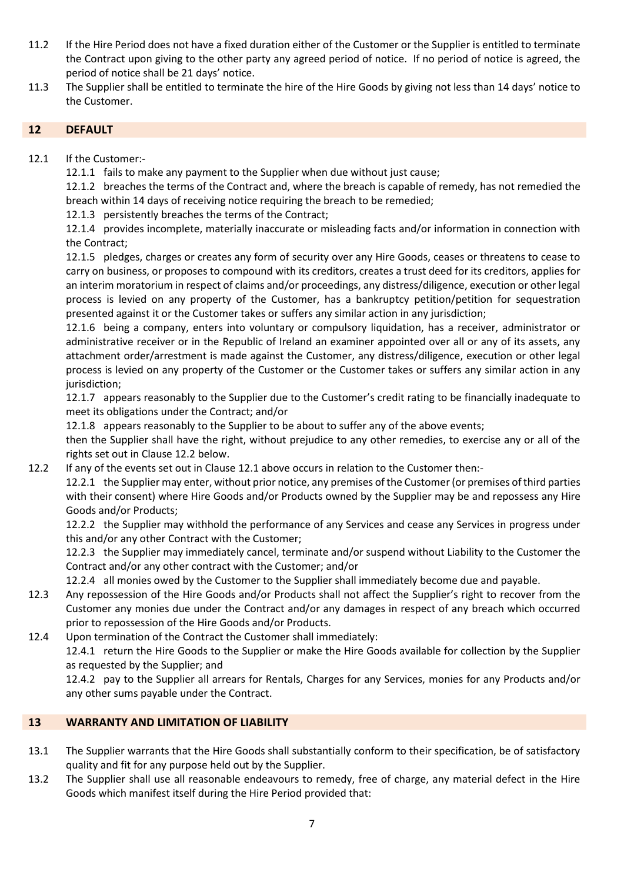11.2 If the Hire Period does not have a fixed duration either of the Customer or the Supplier is entitled to terminate the Contract upon giving to the other party any agreed period of notice. If no period of notice is agreed, the period of notice shall be 21 days' notice.

11.3 The Supplier shall be entitled to terminate the hire of the Hire Goods by giving not less than 14 days' notice to the Customer.

## 12 DEFAULT

12.1 If the Customer:-

12.1.1 fails to make any payment to the Supplier when due without just cause;

12.1.2 breaches the terms of the Contract and, where the breach is capable of remedy, has not remedied the breach within 14 days of receiving notice requiring the breach to be remedied;

12.1.3 persistently breaches the terms of the Contract;

12.1.4 provides incomplete, materially inaccurate or misleading facts and/or information in connection with the Contract;

12.1.5 pledges, charges or creates any form of security over any Hire Goods, ceases or threatens to cease to carry on business, or proposes to compound with its creditors, creates a trust deed for its creditors, applies for an interim moratorium in respect of claims and/or proceedings, any distress/diligence, execution or other legal process is levied on any property of the Customer, has a bankruptcy petition/petition for sequestration presented against it or the Customer takes or suffers any similar action in any jurisdiction;

12.1.6 being a company, enters into voluntary or compulsory liquidation, has a receiver, administrator or administrative receiver or in the Republic of Ireland an examiner appointed over all or any of its assets, any attachment order/arrestment is made against the Customer, any distress/diligence, execution or other legal process is levied on any property of the Customer or the Customer takes or suffers any similar action in any jurisdiction;

12.1.7 appears reasonably to the Supplier due to the Customer's credit rating to be financially inadequate to meet its obligations under the Contract; and/or

12.1.8 appears reasonably to the Supplier to be about to suffer any of the above events;

then the Supplier shall have the right, without prejudice to any other remedies, to exercise any or all of the rights set out in Clause 12.2 below.

12.2 If any of the events set out in Clause 12.1 above occurs in relation to the Customer then:-

12.2.1 the Supplier may enter, without prior notice, any premises of the Customer (or premises of third parties with their consent) where Hire Goods and/or Products owned by the Supplier may be and repossess any Hire Goods and/or Products;

12.2.2 the Supplier may withhold the performance of any Services and cease any Services in progress under this and/or any other Contract with the Customer;

12.2.3 the Supplier may immediately cancel, terminate and/or suspend without Liability to the Customer the Contract and/or any other contract with the Customer; and/or

12.2.4 all monies owed by the Customer to the Supplier shall immediately become due and payable.

12.3 Any repossession of the Hire Goods and/or Products shall not affect the Supplier's right to recover from the Customer any monies due under the Contract and/or any damages in respect of any breach which occurred prior to repossession of the Hire Goods and/or Products.

12.4 Upon termination of the Contract the Customer shall immediately:

12.4.1 return the Hire Goods to the Supplier or make the Hire Goods available for collection by the Supplier as requested by the Supplier; and

12.4.2 pay to the Supplier all arrears for Rentals, Charges for any Services, monies for any Products and/or any other sums payable under the Contract.

## 13 WARRANTY AND LIMITATION OF LIABILITY

13.1 The Supplier warrants that the Hire Goods shall substantially conform to their specification, be of satisfactory quality and fit for any purpose held out by the Supplier.

13.2 The Supplier shall use all reasonable endeavours to remedy, free of charge, any material defect in the Hire Goods which manifest itself during the Hire Period provided that: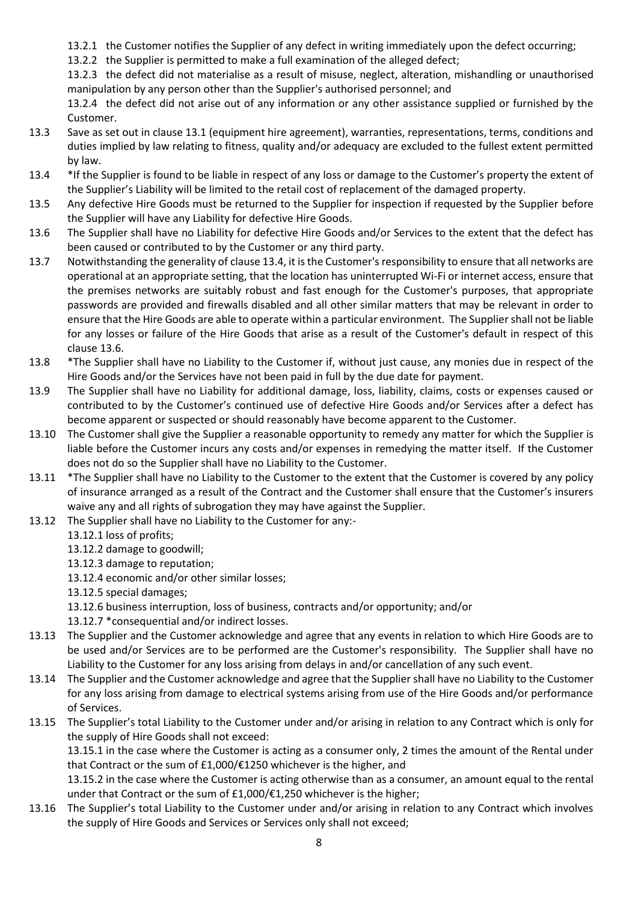13.2.1 the Customer notifies the Supplier of any defect in writing immediately upon the defect occurring;

13.2.2 the Supplier is permitted to make a full examination of the alleged defect;

13.2.3 the defect did not materialise as a result of misuse, neglect, alteration, mishandling or unauthorised manipulation by any person other than the Supplier's authorised personnel; and

13.2.4 the defect did not arise out of any information or any other assistance supplied or furnished by the Customer.

13.3 Save as set out in clause 13.1 (equipment hire agreement), warranties, representations, terms, conditions and duties implied by law relating to fitness, quality and/or adequacy are excluded to the fullest extent permitted by law.

13.4 *If the Supplier is found to be liable in respect of any loss or damage to the Customer's property the extent of the Supplier's Liability will be limited to the retail cost of replacement of the damaged property.

13.5 Any defective Hire Goods must be returned to the Supplier for inspection if requested by the Supplier before the Supplier will have any Liability for defective Hire Goods.

13.6 The Supplier shall have no Liability for defective Hire Goods and/or Services to the extent that the defect has been caused or contributed to by the Customer or any third party.

13.7 Notwithstanding the generality of clause 13.4, it is the Customer's responsibility to ensure that all networks are operational at an appropriate setting, that the location has uninterrupted Wi-Fi or internet access, ensure that the premises networks are suitably robust and fast enough for the Customer's purposes, that appropriate passwords are provided and firewalls disabled and all other similar matters that may be relevant in order to ensure that the Hire Goods are able to operate within a particular environment. The Supplier shall not be liable for any losses or failure of the Hire Goods that arise as a result of the Customer's default in respect of this clause 13.6.

13.8 *The Supplier shall have no Liability to the Customer if, without just cause, any monies due in respect of the Hire Goods and/or the Services have not been paid in full by the due date for payment.

13.9 The Supplier shall have no Liability for additional damage, loss, liability, claims, costs or expenses caused or contributed to by the Customer's continued use of defective Hire Goods and/or Services after a defect has become apparent or suspected or should reasonably have become apparent to the Customer.

13.10 The Customer shall give the Supplier a reasonable opportunity to remedy any matter for which the Supplier is liable before the Customer incurs any costs and/or expenses in remedying the matter itself. If the Customer does not do so the Supplier shall have no Liability to the Customer.

13.11 *The Supplier shall have no Liability to the Customer to the extent that the Customer is covered by any policy of insurance arranged as a result of the Contract and the Customer shall ensure that the Customer's insurers waive any and all rights of subrogation they may have against the Supplier.

13.12 The Supplier shall have no Liability to the Customer for any:-

13.12.1 loss of profits;

13.12.2 damage to goodwill;

13.12.3 damage to reputation;

13.12.4 economic and/or other similar losses;

13.12.5 special damages;

13.12.6 business interruption, loss of business, contracts and/or opportunity; and/or

13.12.7 *consequential and/or indirect losses.

13.13 The Supplier and the Customer acknowledge and agree that any events in relation to which Hire Goods are to be used and/or Services are to be performed are the Customer's responsibility. The Supplier shall have no Liability to the Customer for any loss arising from delays in and/or cancellation of any such event.

13.14 The Supplier and the Customer acknowledge and agree that the Supplier shall have no Liability to the Customer for any loss arising from damage to electrical systems arising from use of the Hire Goods and/or performance of Services.

13.15 The Supplier's total Liability to the Customer under and/or arising in relation to any Contract which is only for the supply of Hire Goods shall not exceed:

13.15.1 in the case where the Customer is acting as a consumer only, 2 times the amount of the Rental under that Contract or the sum of £1,000/€1250 whichever is the higher, and

13.15.2 in the case where the Customer is acting otherwise than as a consumer, an amount equal to the rental under that Contract or the sum of £1,000/€1,250 whichever is the higher;

13.16 The Supplier's total Liability to the Customer under and/or arising in relation to any Contract which involves the supply of Hire Goods and Services or Services only shall not exceed;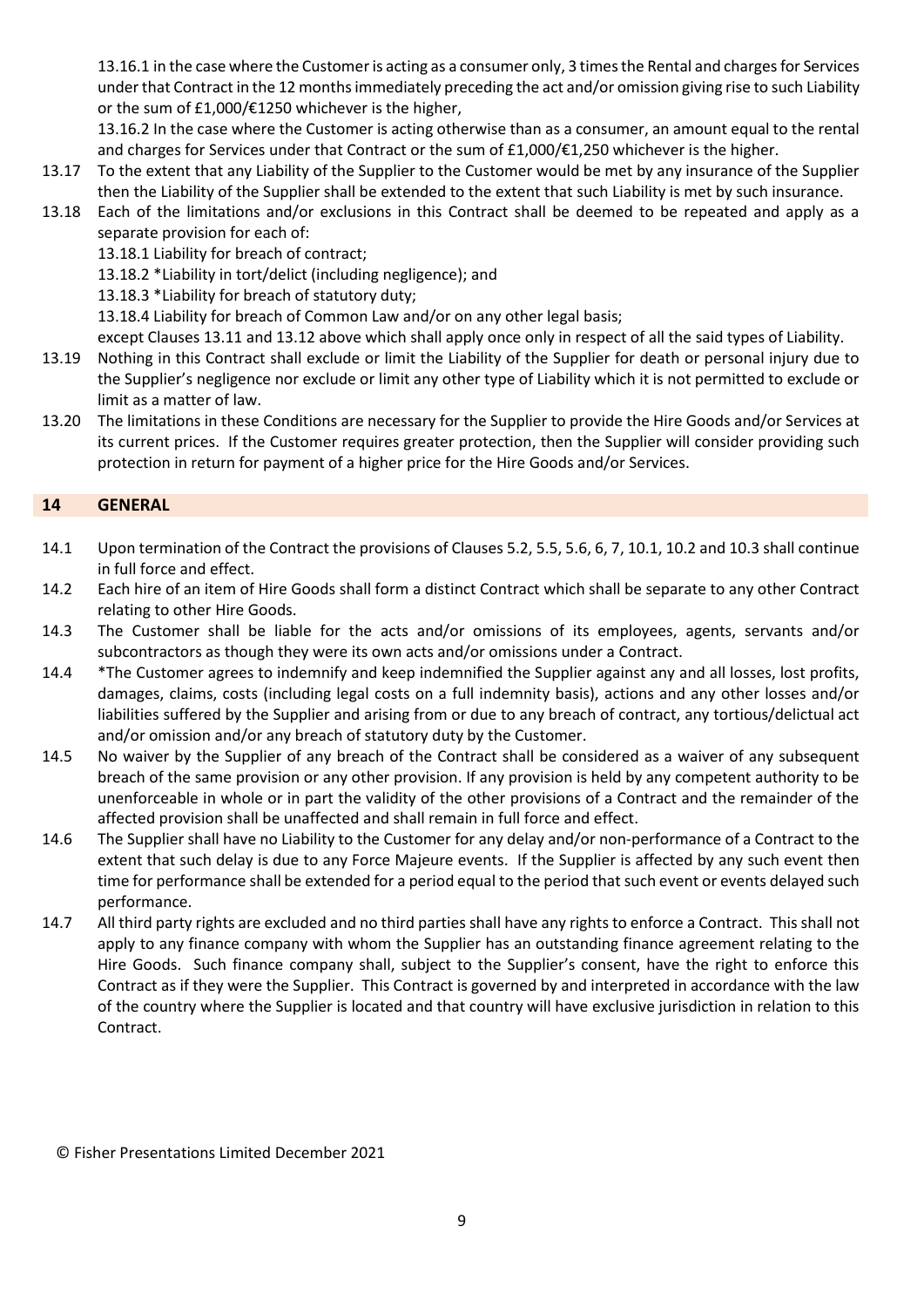13.16.1 in the case where the Customer is acting as a consumer only, 3 times the Rental and charges for Services under that Contract in the 12 months immediately preceding the act and/or omission giving rise to such Liability or the sum of £1,000/€1250 whichever is the higher,

13.16.2 In the case where the Customer is acting otherwise than as a consumer, an amount equal to the rental and charges for Services under that Contract or the sum of £1,000/€1,250 whichever is the higher.

13.17 To the extent that any Liability of the Supplier to the Customer would be met by any insurance of the Supplier then the Liability of the Supplier shall be extended to the extent that such Liability is met by such insurance.

13.18 Each of the limitations and/or exclusions in this Contract shall be deemed to be repeated and apply as a separate provision for each of:

13.18.1 Liability for breach of contract;

13.18.2 *Liability in tort/delict (including negligence); and

13.18.3 *Liability for breach of statutory duty;

13.18.4 Liability for breach of Common Law and/or on any other legal basis;

except Clauses 13.11 and 13.12 above which shall apply once only in respect of all the said types of Liability.

13.19 Nothing in this Contract shall exclude or limit the Liability of the Supplier for death or personal injury due to the Supplier's negligence nor exclude or limit any other type of Liability which it is not permitted to exclude or limit as a matter of law.

13.20 The limitations in these Conditions are necessary for the Supplier to provide the Hire Goods and/or Services at its current prices. If the Customer requires greater protection, then the Supplier will consider providing such protection in return for payment of a higher price for the Hire Goods and/or Services.

## 14 GENERAL

14.1 Upon termination of the Contract the provisions of Clauses 5.2, 5.5, 5.6, 6, 7, 10.1, 10.2 and 10.3 shall continue in full force and effect.

14.2 Each hire of an item of Hire Goods shall form a distinct Contract which shall be separate to any other Contract relating to other Hire Goods.

14.3 The Customer shall be liable for the acts and/or omissions of its employees, agents, servants and/or subcontractors as though they were its own acts and/or omissions under a Contract.

14.4 *The Customer agrees to indemnify and keep indemnified the Supplier against any and all losses, lost profits, damages, claims, costs (including legal costs on a full indemnity basis), actions and any other losses and/or liabilities suffered by the Supplier and arising from or due to any breach of contract, any tortious/delictual act and/or omission and/or any breach of statutory duty by the Customer.

14.5 No waiver by the Supplier of any breach of the Contract shall be considered as a waiver of any subsequent breach of the same provision or any other provision. If any provision is held by any competent authority to be unenforceable in whole or in part the validity of the other provisions of a Contract and the remainder of the affected provision shall be unaffected and shall remain in full force and effect.

14.6 The Supplier shall have no Liability to the Customer for any delay and/or non-performance of a Contract to the extent that such delay is due to any Force Majeure events. If the Supplier is affected by any such event then time for performance shall be extended for a period equal to the period that such event or events delayed such performance.

14.7 All third party rights are excluded and no third parties shall have any rights to enforce a Contract. This shall not apply to any finance company with whom the Supplier has an outstanding finance agreement relating to the Hire Goods. Such finance company shall, subject to the Supplier's consent, have the right to enforce this Contract as if they were the Supplier. This Contract is governed by and interpreted in accordance with the law of the country where the Supplier is located and that country will have exclusive jurisdiction in relation to this Contract.

© Fisher Presentations Limited December 2021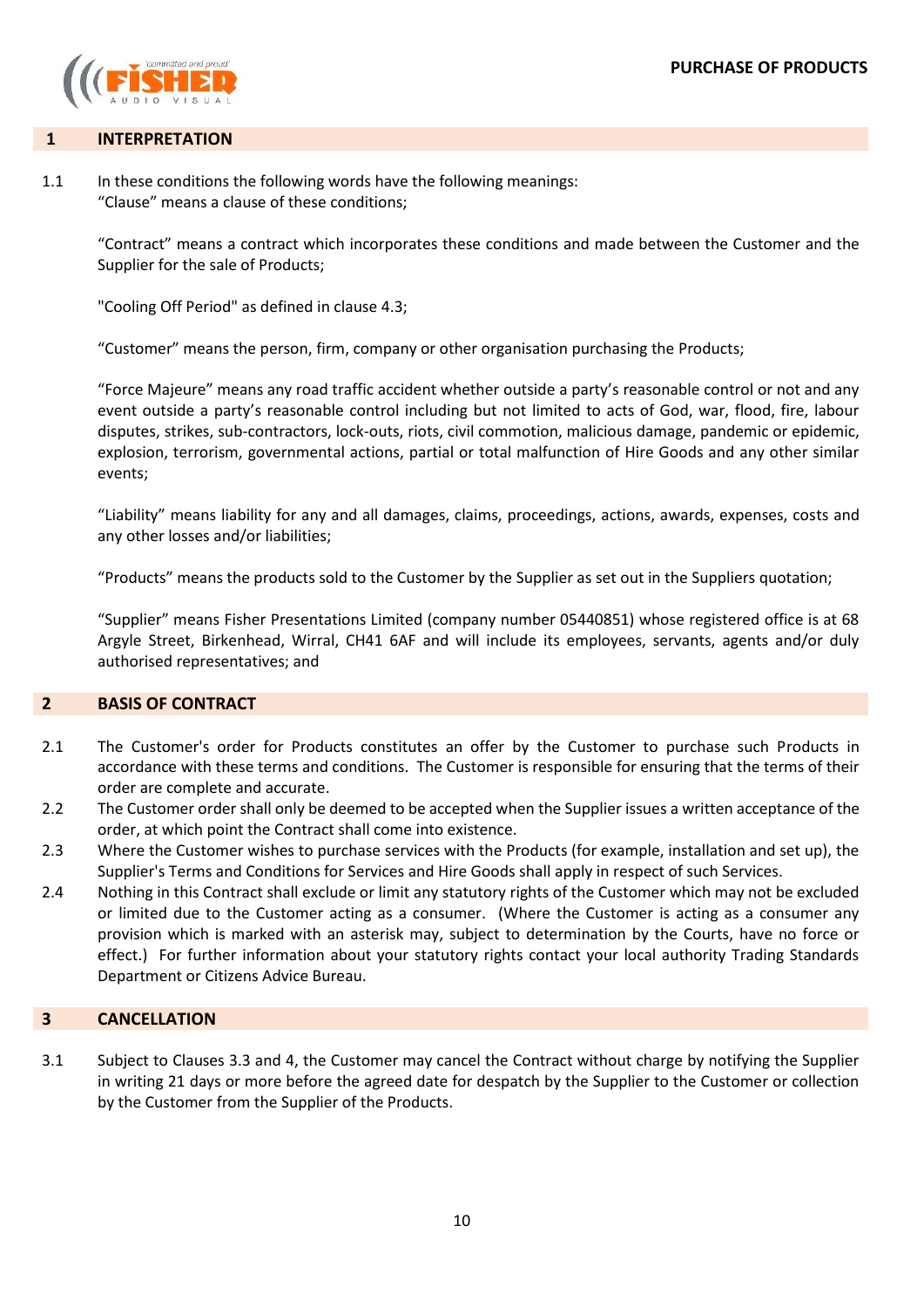# PURCHASE OF PRODUCTS

## 1 INTERPRETATION

1.1 In these conditions the following words have the following meanings:
"Clause" means a clause of these conditions;

"Contract" means a contract which incorporates these conditions and made between the Customer and the Supplier for the sale of Products;

"Cooling Off Period" as defined in clause 4.3;

"Customer" means the person, firm, company or other organisation purchasing the Products;

"Force Majeure" means any road traffic accident whether outside a party's reasonable control or not and any event outside a party's reasonable control including but not limited to acts of God, war, flood, fire, labour disputes, strikes, sub-contractors, lock-outs, riots, civil commotion, malicious damage, pandemic or epidemic, explosion, terrorism, governmental actions, partial or total malfunction of Hire Goods and any other similar events;

"Liability" means liability for any and all damages, claims, proceedings, actions, awards, expenses, costs and any other losses and/or liabilities;

"Products" means the products sold to the Customer by the Supplier as set out in the Suppliers quotation;

"Supplier" means Fisher Presentations Limited (company number 05440851) whose registered office is at 68 Argyle Street, Birkenhead, Wirral, CH41 6AF and will include its employees, servants, agents and/or duly authorised representatives; and

## 2 BASIS OF CONTRACT

2.1 The Customer's order for Products constitutes an offer by the Customer to purchase such Products in accordance with these terms and conditions. The Customer is responsible for ensuring that the terms of their order are complete and accurate.

2.2 The Customer order shall only be deemed to be accepted when the Supplier issues a written acceptance of the order, at which point the Contract shall come into existence.

2.3 Where the Customer wishes to purchase services with the Products (for example, installation and set up), the Supplier's Terms and Conditions for Services and Hire Goods shall apply in respect of such Services.

2.4 Nothing in this Contract shall exclude or limit any statutory rights of the Customer which may not be excluded or limited due to the Customer acting as a consumer. (Where the Customer is acting as a consumer any provision which is marked with an asterisk may, subject to determination by the Courts, have no force or effect.) For further information about your statutory rights contact your local authority Trading Standards Department or Citizens Advice Bureau.

## 3 CANCELLATION

3.1 Subject to Clauses 3.3 and 4, the Customer may cancel the Contract without charge by notifying the Supplier in writing 21 days or more before the agreed date for despatch by the Supplier to the Customer or collection by the Customer from the Supplier of the Products.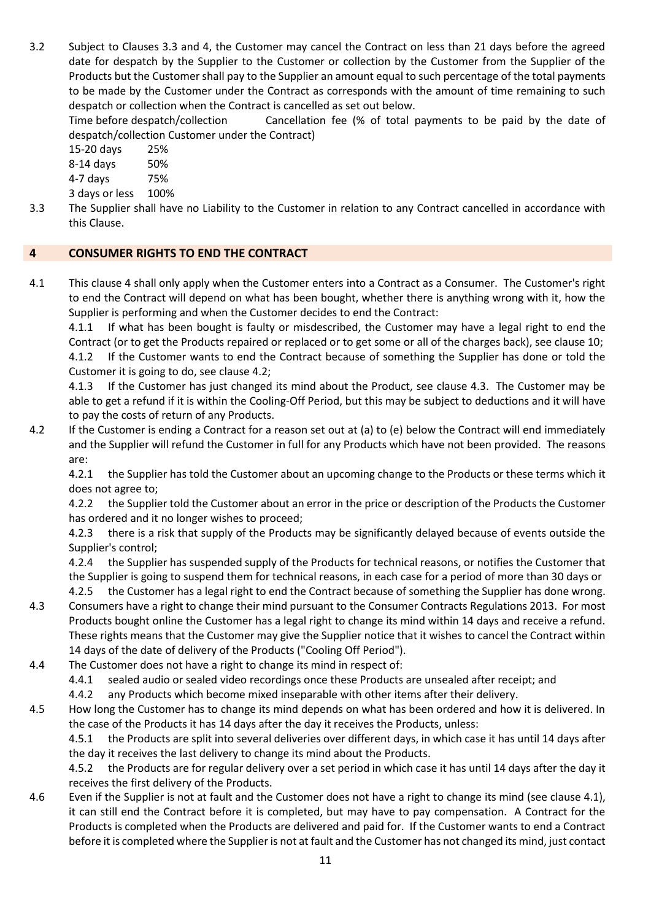3.2 Subject to Clauses 3.3 and 4, the Customer may cancel the Contract on less than 21 days before the agreed date for despatch by the Supplier to the Customer or collection by the Customer from the Supplier of the Products but the Customer shall pay to the Supplier an amount equal to such percentage of the total payments to be made by the Customer under the Contract as corresponds with the amount of time remaining to such despatch or collection when the Contract is cancelled as set out below.

| Time before despatch/collection | Cancellation fee (% of total payments to be paid by the date of despatch/collection Customer under the Contract) |
|---|---|
| 15-20 days | 25% |
| 8-14 days | 50% |
| 4-7 days | 75% |
| 3 days or less | 100% |

3.3 The Supplier shall have no Liability to the Customer in relation to any Contract cancelled in accordance with this Clause.

## 4 CONSUMER RIGHTS TO END THE CONTRACT

4.1 This clause 4 shall only apply when the Customer enters into a Contract as a Consumer. The Customer's right to end the Contract will depend on what has been bought, whether there is anything wrong with it, how the Supplier is performing and when the Customer decides to end the Contract:

4.1.1 If what has been bought is faulty or misdescribed, the Customer may have a legal right to end the Contract (or to get the Products repaired or replaced or to get some or all of the charges back), see clause 10;

4.1.2 If the Customer wants to end the Contract because of something the Supplier has done or told the Customer it is going to do, see clause 4.2;

4.1.3 If the Customer has just changed its mind about the Product, see clause 4.3. The Customer may be able to get a refund if it is within the Cooling-Off Period, but this may be subject to deductions and it will have to pay the costs of return of any Products.

4.2 If the Customer is ending a Contract for a reason set out at (a) to (e) below the Contract will end immediately and the Supplier will refund the Customer in full for any Products which have not been provided. The reasons are:

4.2.1 the Supplier has told the Customer about an upcoming change to the Products or these terms which it does not agree to;

4.2.2 the Supplier told the Customer about an error in the price or description of the Products the Customer has ordered and it no longer wishes to proceed;

4.2.3 there is a risk that supply of the Products may be significantly delayed because of events outside the Supplier's control;

4.2.4 the Supplier has suspended supply of the Products for technical reasons, or notifies the Customer that the Supplier is going to suspend them for technical reasons, in each case for a period of more than 30 days or

4.2.5 the Customer has a legal right to end the Contract because of something the Supplier has done wrong.

4.3 Consumers have a right to change their mind pursuant to the Consumer Contracts Regulations 2013. For most Products bought online the Customer has a legal right to change its mind within 14 days and receive a refund. These rights means that the Customer may give the Supplier notice that it wishes to cancel the Contract within 14 days of the date of delivery of the Products ("Cooling Off Period").

4.4 The Customer does not have a right to change its mind in respect of:

4.4.1 sealed audio or sealed video recordings once these Products are unsealed after receipt; and

4.4.2 any Products which become mixed inseparable with other items after their delivery.

4.5 How long the Customer has to change its mind depends on what has been ordered and how it is delivered. In the case of the Products it has 14 days after the day it receives the Products, unless:

4.5.1 the Products are split into several deliveries over different days, in which case it has until 14 days after the day it receives the last delivery to change its mind about the Products.

4.5.2 the Products are for regular delivery over a set period in which case it has until 14 days after the day it receives the first delivery of the Products.

4.6 Even if the Supplier is not at fault and the Customer does not have a right to change its mind (see clause 4.1), it can still end the Contract before it is completed, but may have to pay compensation. A Contract for the Products is completed when the Products are delivered and paid for. If the Customer wants to end a Contract before it is completed where the Supplier is not at fault and the Customer has not changed its mind, just contact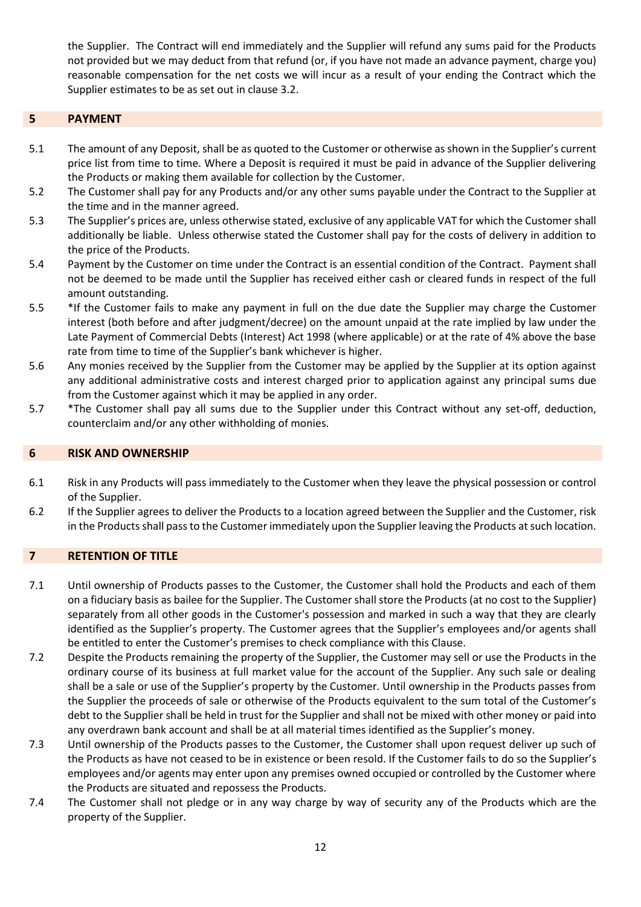the Supplier. The Contract will end immediately and the Supplier will refund any sums paid for the Products not provided but we may deduct from that refund (or, if you have not made an advance payment, charge you) reasonable compensation for the net costs we will incur as a result of your ending the Contract which the Supplier estimates to be as set out in clause 3.2.

## 5 PAYMENT

5.1 The amount of any Deposit, shall be as quoted to the Customer or otherwise as shown in the Supplier's current price list from time to time. Where a Deposit is required it must be paid in advance of the Supplier delivering the Products or making them available for collection by the Customer.

5.2 The Customer shall pay for any Products and/or any other sums payable under the Contract to the Supplier at the time and in the manner agreed.

5.3 The Supplier's prices are, unless otherwise stated, exclusive of any applicable VAT for which the Customer shall additionally be liable. Unless otherwise stated the Customer shall pay for the costs of delivery in addition to the price of the Products.

5.4 Payment by the Customer on time under the Contract is an essential condition of the Contract. Payment shall not be deemed to be made until the Supplier has received either cash or cleared funds in respect of the full amount outstanding.

5.5 *If the Customer fails to make any payment in full on the due date the Supplier may charge the Customer interest (both before and after judgment/decree) on the amount unpaid at the rate implied by law under the Late Payment of Commercial Debts (Interest) Act 1998 (where applicable) or at the rate of 4% above the base rate from time to time of the Supplier's bank whichever is higher.

5.6 Any monies received by the Supplier from the Customer may be applied by the Supplier at its option against any additional administrative costs and interest charged prior to application against any principal sums due from the Customer against which it may be applied in any order.

5.7 *The Customer shall pay all sums due to the Supplier under this Contract without any set-off, deduction, counterclaim and/or any other withholding of monies.

## 6 RISK AND OWNERSHIP

6.1 Risk in any Products will pass immediately to the Customer when they leave the physical possession or control of the Supplier.

6.2 If the Supplier agrees to deliver the Products to a location agreed between the Supplier and the Customer, risk in the Products shall pass to the Customer immediately upon the Supplier leaving the Products at such location.

## 7 RETENTION OF TITLE

7.1 Until ownership of Products passes to the Customer, the Customer shall hold the Products and each of them on a fiduciary basis as bailee for the Supplier. The Customer shall store the Products (at no cost to the Supplier) separately from all other goods in the Customer's possession and marked in such a way that they are clearly identified as the Supplier's property. The Customer agrees that the Supplier's employees and/or agents shall be entitled to enter the Customer's premises to check compliance with this Clause.

7.2 Despite the Products remaining the property of the Supplier, the Customer may sell or use the Products in the ordinary course of its business at full market value for the account of the Supplier. Any such sale or dealing shall be a sale or use of the Supplier's property by the Customer. Until ownership in the Products passes from the Supplier the proceeds of sale or otherwise of the Products equivalent to the sum total of the Customer's debt to the Supplier shall be held in trust for the Supplier and shall not be mixed with other money or paid into any overdrawn bank account and shall be at all material times identified as the Supplier's money.

7.3 Until ownership of the Products passes to the Customer, the Customer shall upon request deliver up such of the Products as have not ceased to be in existence or been resold. If the Customer fails to do so the Supplier's employees and/or agents may enter upon any premises owned occupied or controlled by the Customer where the Products are situated and repossess the Products.

7.4 The Customer shall not pledge or in any way charge by way of security any of the Products which are the property of the Supplier.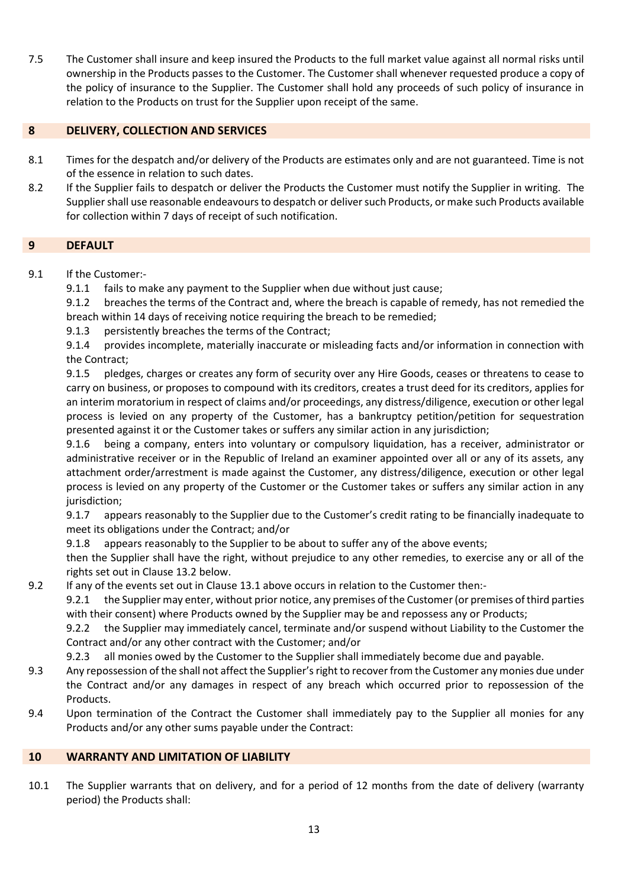7.5 The Customer shall insure and keep insured the Products to the full market value against all normal risks until ownership in the Products passes to the Customer. The Customer shall whenever requested produce a copy of the policy of insurance to the Supplier. The Customer shall hold any proceeds of such policy of insurance in relation to the Products on trust for the Supplier upon receipt of the same.

## 8 DELIVERY, COLLECTION AND SERVICES

8.1 Times for the despatch and/or delivery of the Products are estimates only and are not guaranteed. Time is not of the essence in relation to such dates.

8.2 If the Supplier fails to despatch or deliver the Products the Customer must notify the Supplier in writing. The Supplier shall use reasonable endeavours to despatch or deliver such Products, or make such Products available for collection within 7 days of receipt of such notification.

## 9 DEFAULT

9.1 If the Customer:-

9.1.1 fails to make any payment to the Supplier when due without just cause;

9.1.2 breaches the terms of the Contract and, where the breach is capable of remedy, has not remedied the breach within 14 days of receiving notice requiring the breach to be remedied;

9.1.3 persistently breaches the terms of the Contract;

9.1.4 provides incomplete, materially inaccurate or misleading facts and/or information in connection with the Contract;

9.1.5 pledges, charges or creates any form of security over any Hire Goods, ceases or threatens to cease to carry on business, or proposes to compound with its creditors, creates a trust deed for its creditors, applies for an interim moratorium in respect of claims and/or proceedings, any distress/diligence, execution or other legal process is levied on any property of the Customer, has a bankruptcy petition/petition for sequestration presented against it or the Customer takes or suffers any similar action in any jurisdiction;

9.1.6 being a company, enters into voluntary or compulsory liquidation, has a receiver, administrator or administrative receiver or in the Republic of Ireland an examiner appointed over all or any of its assets, any attachment order/arrestment is made against the Customer, any distress/diligence, execution or other legal process is levied on any property of the Customer or the Customer takes or suffers any similar action in any jurisdiction;

9.1.7 appears reasonably to the Supplier due to the Customer's credit rating to be financially inadequate to meet its obligations under the Contract; and/or

9.1.8 appears reasonably to the Supplier to be about to suffer any of the above events;

then the Supplier shall have the right, without prejudice to any other remedies, to exercise any or all of the rights set out in Clause 13.2 below.

9.2 If any of the events set out in Clause 13.1 above occurs in relation to the Customer then:-

9.2.1 the Supplier may enter, without prior notice, any premises of the Customer (or premises of third parties with their consent) where Products owned by the Supplier may be and repossess any or Products;

9.2.2 the Supplier may immediately cancel, terminate and/or suspend without Liability to the Customer the Contract and/or any other contract with the Customer; and/or

9.2.3 all monies owed by the Customer to the Supplier shall immediately become due and payable.

9.3 Any repossession of the shall not affect the Supplier's right to recover from the Customer any monies due under the Contract and/or any damages in respect of any breach which occurred prior to repossession of the Products.

9.4 Upon termination of the Contract the Customer shall immediately pay to the Supplier all monies for any Products and/or any other sums payable under the Contract:

## 10 WARRANTY AND LIMITATION OF LIABILITY

10.1 The Supplier warrants that on delivery, and for a period of 12 months from the date of delivery (warranty period) the Products shall: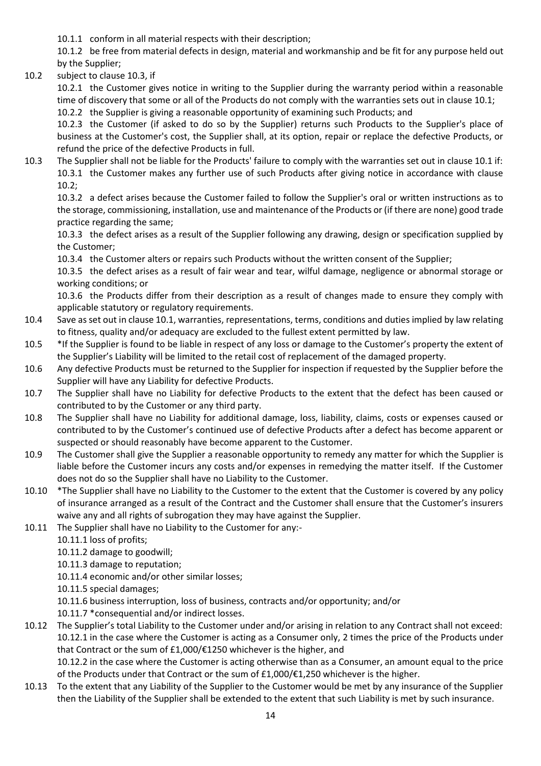10.1.1 conform in all material respects with their description;

10.1.2 be free from material defects in design, material and workmanship and be fit for any purpose held out by the Supplier;

10.2 subject to clause 10.3, if

10.2.1 the Customer gives notice in writing to the Supplier during the warranty period within a reasonable time of discovery that some or all of the Products do not comply with the warranties sets out in clause 10.1;

10.2.2 the Supplier is giving a reasonable opportunity of examining such Products; and

10.2.3 the Customer (if asked to do so by the Supplier) returns such Products to the Supplier's place of business at the Customer's cost, the Supplier shall, at its option, repair or replace the defective Products, or refund the price of the defective Products in full.

10.3 The Supplier shall not be liable for the Products' failure to comply with the warranties set out in clause 10.1 if:

10.3.1 the Customer makes any further use of such Products after giving notice in accordance with clause 10.2;

10.3.2 a defect arises because the Customer failed to follow the Supplier's oral or written instructions as to the storage, commissioning, installation, use and maintenance of the Products or (if there are none) good trade practice regarding the same;

10.3.3 the defect arises as a result of the Supplier following any drawing, design or specification supplied by the Customer;

10.3.4 the Customer alters or repairs such Products without the written consent of the Supplier;

10.3.5 the defect arises as a result of fair wear and tear, wilful damage, negligence or abnormal storage or working conditions; or

10.3.6 the Products differ from their description as a result of changes made to ensure they comply with applicable statutory or regulatory requirements.

10.4 Save as set out in clause 10.1, warranties, representations, terms, conditions and duties implied by law relating to fitness, quality and/or adequacy are excluded to the fullest extent permitted by law.

10.5 *If the Supplier is found to be liable in respect of any loss or damage to the Customer's property the extent of the Supplier's Liability will be limited to the retail cost of replacement of the damaged property.

10.6 Any defective Products must be returned to the Supplier for inspection if requested by the Supplier before the Supplier will have any Liability for defective Products.

10.7 The Supplier shall have no Liability for defective Products to the extent that the defect has been caused or contributed to by the Customer or any third party.

10.8 The Supplier shall have no Liability for additional damage, loss, liability, claims, costs or expenses caused or contributed to by the Customer's continued use of defective Products after a defect has become apparent or suspected or should reasonably have become apparent to the Customer.

10.9 The Customer shall give the Supplier a reasonable opportunity to remedy any matter for which the Supplier is liable before the Customer incurs any costs and/or expenses in remedying the matter itself. If the Customer does not do so the Supplier shall have no Liability to the Customer.

10.10 *The Supplier shall have no Liability to the Customer to the extent that the Customer is covered by any policy of insurance arranged as a result of the Contract and the Customer shall ensure that the Customer's insurers waive any and all rights of subrogation they may have against the Supplier.

10.11 The Supplier shall have no Liability to the Customer for any:-

10.11.1 loss of profits;

10.11.2 damage to goodwill;

10.11.3 damage to reputation;

10.11.4 economic and/or other similar losses;

10.11.5 special damages;

10.11.6 business interruption, loss of business, contracts and/or opportunity; and/or

10.11.7 *consequential and/or indirect losses.

10.12 The Supplier's total Liability to the Customer under and/or arising in relation to any Contract shall not exceed:

10.12.1 in the case where the Customer is acting as a Consumer only, 2 times the price of the Products under that Contract or the sum of £1,000/€1250 whichever is the higher, and

10.12.2 in the case where the Customer is acting otherwise than as a Consumer, an amount equal to the price of the Products under that Contract or the sum of £1,000/€1,250 whichever is the higher.

10.13 To the extent that any Liability of the Supplier to the Customer would be met by any insurance of the Supplier then the Liability of the Supplier shall be extended to the extent that such Liability is met by such insurance.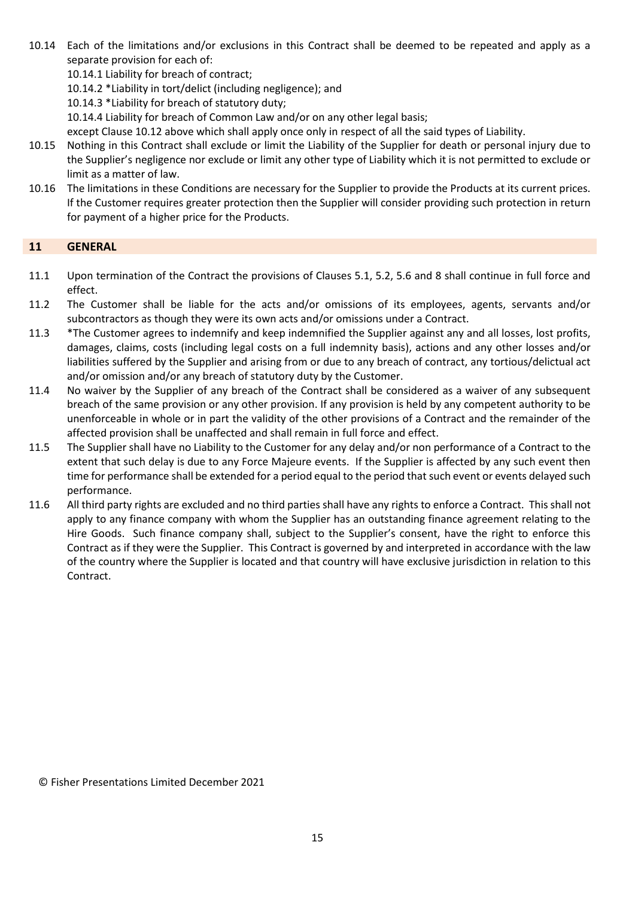10.14 Each of the limitations and/or exclusions in this Contract shall be deemed to be repeated and apply as a separate provision for each of:

10.14.1 Liability for breach of contract;

10.14.2 *Liability in tort/delict (including negligence); and

10.14.3 *Liability for breach of statutory duty;

10.14.4 Liability for breach of Common Law and/or on any other legal basis;

except Clause 10.12 above which shall apply once only in respect of all the said types of Liability.

10.15 Nothing in this Contract shall exclude or limit the Liability of the Supplier for death or personal injury due to the Supplier's negligence nor exclude or limit any other type of Liability which it is not permitted to exclude or limit as a matter of law.

10.16 The limitations in these Conditions are necessary for the Supplier to provide the Products at its current prices. If the Customer requires greater protection then the Supplier will consider providing such protection in return for payment of a higher price for the Products.

## 11 GENERAL

11.1 Upon termination of the Contract the provisions of Clauses 5.1, 5.2, 5.6 and 8 shall continue in full force and effect.

11.2 The Customer shall be liable for the acts and/or omissions of its employees, agents, servants and/or subcontractors as though they were its own acts and/or omissions under a Contract.

11.3 *The Customer agrees to indemnify and keep indemnified the Supplier against any and all losses, lost profits, damages, claims, costs (including legal costs on a full indemnity basis), actions and any other losses and/or liabilities suffered by the Supplier and arising from or due to any breach of contract, any tortious/delictual act and/or omission and/or any breach of statutory duty by the Customer.

11.4 No waiver by the Supplier of any breach of the Contract shall be considered as a waiver of any subsequent breach of the same provision or any other provision. If any provision is held by any competent authority to be unenforceable in whole or in part the validity of the other provisions of a Contract and the remainder of the affected provision shall be unaffected and shall remain in full force and effect.

11.5 The Supplier shall have no Liability to the Customer for any delay and/or non performance of a Contract to the extent that such delay is due to any Force Majeure events. If the Supplier is affected by any such event then time for performance shall be extended for a period equal to the period that such event or events delayed such performance.

11.6 All third party rights are excluded and no third parties shall have any rights to enforce a Contract. This shall not apply to any finance company with whom the Supplier has an outstanding finance agreement relating to the Hire Goods. Such finance company shall, subject to the Supplier's consent, have the right to enforce this Contract as if they were the Supplier. This Contract is governed by and interpreted in accordance with the law of the country where the Supplier is located and that country will have exclusive jurisdiction in relation to this Contract.

© Fisher Presentations Limited December 2021